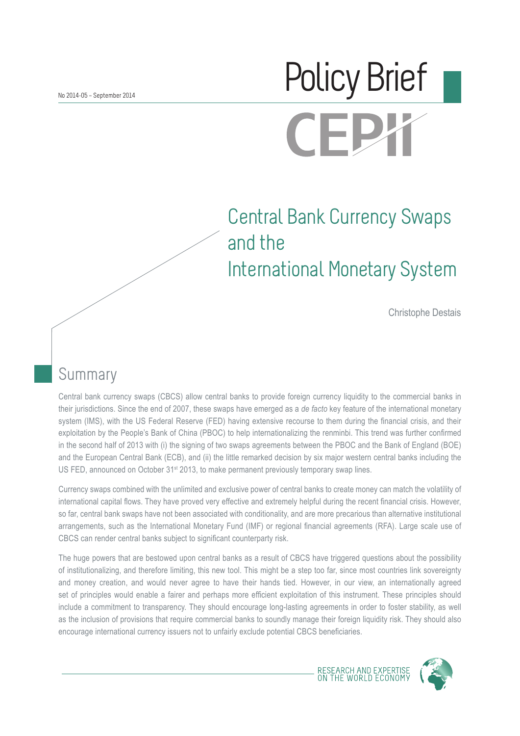No 2014-05 – September 2014

# Policy Brief

CEPII

# Central Bank Currency Swaps and the International Monetary System

Christophe Destais

## Summary

Central bank currency swaps (CBCS) allow central banks to provide foreign currency liquidity to the commercial banks in their jurisdictions. Since the end of 2007, these swaps have emerged as a *de facto* key feature of the international monetary system (IMS), with the US Federal Reserve (FED) having extensive recourse to them during the financial crisis, and their exploitation by the People's Bank of China (PBOC) to help internationalizing the renminbi. This trend was further confirmed in the second half of 2013 with (i) the signing of two swaps agreements between the PBOC and the Bank of England (BOE) and the European Central Bank (ECB), and (ii) the little remarked decision by six major western central banks including the US FED, announced on October 31st 2013, to make permanent previously temporary swap lines.

Currency swaps combined with the unlimited and exclusive power of central banks to create money can match the volatility of international capital flows. They have proved very effective and extremely helpful during the recent financial crisis. However, so far, central bank swaps have not been associated with conditionality, and are more precarious than alternative institutional arrangements, such as the International Monetary Fund (IMF) or regional financial agreements (RFA). Large scale use of CBCS can render central banks subject to significant counterparty risk.

The huge powers that are bestowed upon central banks as a result of CBCS have triggered questions about the possibility of institutionalizing, and therefore limiting, this new tool. This might be a step too far, since most countries link sovereignty and money creation, and would never agree to have their hands tied. However, in our view, an internationally agreed set of principles would enable a fairer and perhaps more efficient exploitation of this instrument. These principles should include a commitment to transparency. They should encourage long-lasting agreements in order to foster stability, as well as the inclusion of provisions that require commercial banks to soundly manage their foreign liquidity risk. They should also encourage international currency issuers not to unfairly exclude potential CBCS beneficiaries.

RESEARCH AND EXPERTISE ON THE WORLD ECONOMY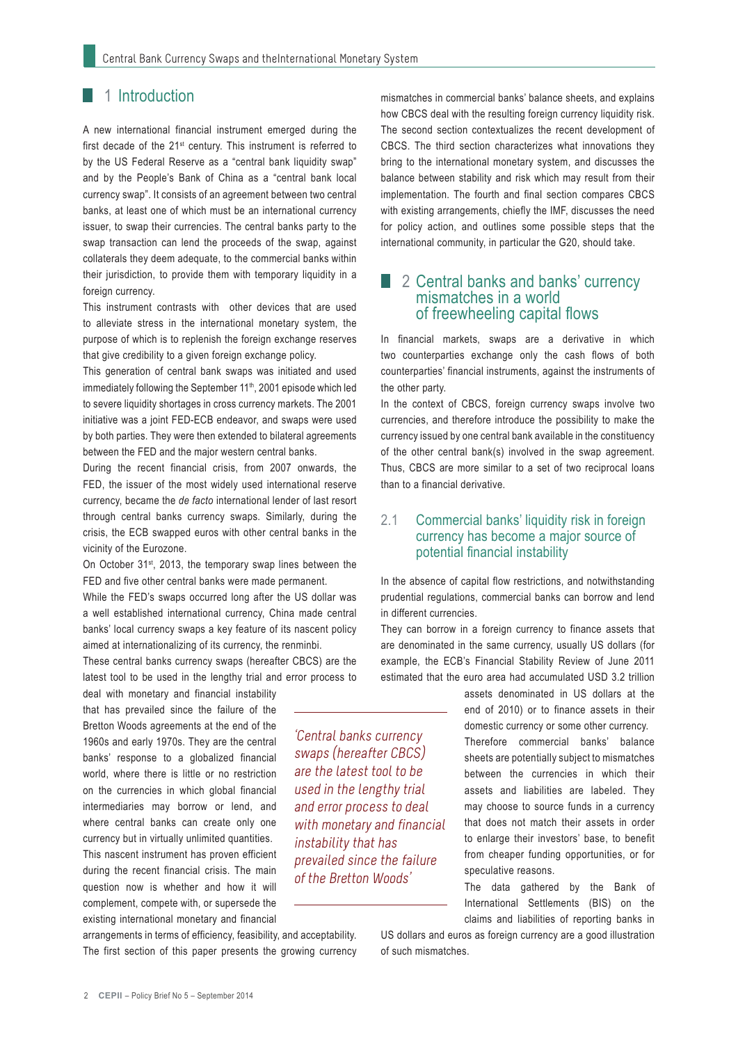## 1 Introduction

A new international financial instrument emerged during the first decade of the 21st century. This instrument is referred to by the US Federal Reserve as a "central bank liquidity swap" and by the People's Bank of China as a "central bank local currency swap". It consists of an agreement between two central banks, at least one of which must be an international currency issuer, to swap their currencies. The central banks party to the swap transaction can lend the proceeds of the swap, against collaterals they deem adequate, to the commercial banks within their jurisdiction, to provide them with temporary liquidity in a foreign currency.

This instrument contrasts with other devices that are used to alleviate stress in the international monetary system, the purpose of which is to replenish the foreign exchange reserves that give credibility to a given foreign exchange policy.

This generation of central bank swaps was initiated and used immediately following the September 11th, 2001 episode which led to severe liquidity shortages in cross currency markets. The 2001 initiative was a joint FED-ECB endeavor, and swaps were used by both parties. They were then extended to bilateral agreements between the FED and the major western central banks.

During the recent financial crisis, from 2007 onwards, the FED, the issuer of the most widely used international reserve currency, became the *de facto* international lender of last resort through central banks currency swaps. Similarly, during the crisis, the ECB swapped euros with other central banks in the vicinity of the Eurozone.

On October 31st, 2013, the temporary swap lines between the FED and five other central banks were made permanent.

While the FED's swaps occurred long after the US dollar was a well established international currency, China made central banks' local currency swaps a key feature of its nascent policy aimed at internationalizing of its currency, the renminbi.

These central banks currency swaps (hereafter CBCS) are the latest tool to be used in the lengthy trial and error process to deal with monetary and financial instability that has prevailed since the failure of the Bretton Woods agreements at the end of the 1960s and early 1970s. They are the central banks' response to a globalized financial world, where there is little or no restriction on the currencies in which global financial intermediaries may borrow or lend, and where central banks can create only one currency but in virtually unlimited quantities.

> *'Central banks currency swaps (hereafter CBCS) are the latest tool to be used in the lengthy trial and error process to deal with monetary and financial instability that has prevailed since the failure of the Bretton Woods'*

This nascent instrument has proven efficient during the recent financial crisis. The main question now is whether and how it will complement, compete with, or supersede the existing international monetary and financial arrangements in terms of efficiency, feasibility, and acceptability.

The first section of this paper presents the growing currency mismatches in commercial banks' balance sheets, and explains how CBCS deal with the resulting foreign currency liquidity risk. The second section contextualizes the recent development of CBCS. The third section characterizes what innovations they bring to the international monetary system, and discusses the balance between stability and risk which may result from their implementation. The fourth and final section compares CBCS with existing arrangements, chiefly the IMF, discusses the need for policy action, and outlines some possible steps that the international community, in particular the G20, should take.

## 2 Central banks and banks' currency mismatches in a world of freewheeling capital flows

In financial markets, swaps are a derivative in which two counterparties exchange only the cash flows of both counterparties' financial instruments, against the instruments of the other party.

In the context of CBCS, foreign currency swaps involve two currencies, and therefore introduce the possibility to make the currency issued by one central bank available in the constituency of the other central bank(s) involved in the swap agreement. Thus, CBCS are more similar to a set of two reciprocal loans than to a financial derivative.

### 2.1 Commercial banks' liquidity risk in foreign currency has become a major source of potential financial instability

In the absence of capital flow restrictions, and notwithstanding prudential regulations, commercial banks can borrow and lend in different currencies.

They can borrow in a foreign currency to finance assets that are denominated in the same currency, usually US dollars (for example, the ECB's Financial Stability Review of June 2011 estimated that the euro area had accumulated USD 3.2 trillion assets denominated in US dollars at the end of 2010) or to finance assets in their domestic currency or some other currency.

Therefore commercial banks' balance sheets are potentially subject to mismatches between the currencies in which their assets and liabilities are labeled. They may choose to source funds in a currency that does not match their assets in order to enlarge their investors' base, to benefit from cheaper funding opportunities, or for speculative reasons.

The data gathered by the Bank of International Settlements (BIS) on the claims and liabilities of reporting banks in US dollars and euros as foreign currency are a good illustration of such mismatches.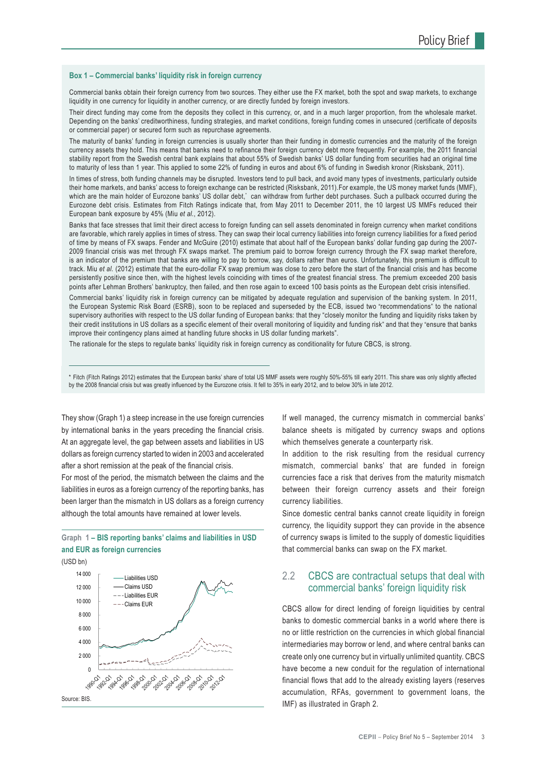**Box 1 – Commercial banks' liquidity risk in foreign currency**

Commercial banks obtain their foreign currency from two sources. They either use the FX market, both the spot and swap markets, to exchange liquidity in one currency for liquidity in another currency, or are directly funded by foreign investors.

Their direct funding may come from the deposits they collect in this currency, or, and in a much larger proportion, from the wholesale market. Depending on the banks' creditworthiness, funding strategies, and market conditions, foreign funding comes in unsecured (certificate of deposits or commercial paper) or secured form such as repurchase agreements.

The maturity of banks' funding in foreign currencies is usually shorter than their funding in domestic currencies and the maturity of the foreign currency assets they hold. This means that banks need to refinance their foreign currency debt more frequently. For example, the 2011 financial stability report from the Swedish central bank explains that about 55% of Swedish banks' US dollar funding from securities had an original time to maturity of less than 1 year. This applied to some 22% of funding in euros and about 6% of funding in Swedish kronor (Risksbank, 2011).

In times of stress, both funding channels may be disrupted. Investors tend to pull back, and avoid many types of investments, particularly outside their home markets, and banks' access to foreign exchange can be restricted (Risksbank, 2011).For example, the US money market funds (MMF), which are the main holder of Eurozone banks' US dollar debt,* can withdraw from further debt purchases. Such a pullback occurred during the Eurozone debt crisis. Estimates from Fitch Ratings indicate that, from May 2011 to December 2011, the 10 largest US MMFs reduced their European bank exposure by 45% (Miu *et al.*, 2012).

Banks that face stresses that limit their direct access to foreign funding can sell assets denominated in foreign currency when market conditions are favorable, which rarely applies in times of stress. They can swap their local currency liabilities into foreign currency liabilities for a fixed period of time by means of FX swaps. Fender and McGuire (2010) estimate that about half of the European banks' dollar funding gap during the 2007-2009 financial crisis was met through FX swaps market. The premium paid to borrow foreign currency through the FX swap market therefore, is an indicator of the premium that banks are willing to pay to borrow, say, dollars rather than euros. Unfortunately, this premium is difficult to track. Miu *et al.* (2012) estimate that the euro-dollar FX swap premium was close to zero before the start of the financial crisis and has become persistently positive since then, with the highest levels coinciding with times of the greatest financial stress. The premium exceeded 200 basis points after Lehman Brothers' bankruptcy, then failed, and then rose again to exceed 100 basis points as the European debt crisis intensified.

Commercial banks' liquidity risk in foreign currency can be mitigated by adequate regulation and supervision of the banking system. In 2011, the European Systemic Risk Board (ESRB), soon to be replaced and superseded by the ECB, issued two "recommendations" to the national supervisory authorities with respect to the US dollar funding of European banks: that they "closely monitor the funding and liquidity risks taken by their credit institutions in US dollars as a specific element of their overall monitoring of liquidity and funding risk" and that they "ensure that banks improve their contingency plans aimed at handling future shocks in US dollar funding markets".

The rationale for the steps to regulate banks' liquidity risk in foreign currency as conditionality for future CBCS, is strong.

\* Fitch (Fitch Ratings 2012) estimates that the European banks' share of total US MMF assets were roughly 50%-55% till early 2011. This share was only slightly affected by the 2008 financial crisis but was greatly influenced by the Eurozone crisis. It fell to 35% in early 2012, and to below 30% in late 2012.

They show (Graph 1) a steep increase in the use foreign currencies by international banks in the years preceding the financial crisis. At an aggregate level, the gap between assets and liabilities in US dollars as foreign currency started to widen in 2003 and accelerated after a short remission at the peak of the financial crisis.

For most of the period, the mismatch between the claims and the liabilities in euros as a foreign currency of the reporting banks, has been larger than the mismatch in US dollars as a foreign currency although the total amounts have remained at lower levels.

**Graph 1 – BIS reporting banks' claims and liabilities in USD and EUR as foreign currencies**

(USD bn)

Source: BIS.

If well managed, the currency mismatch in commercial banks' balance sheets is mitigated by currency swaps and options which themselves generate a counterparty risk.

In addition to the risk resulting from the residual currency mismatch, commercial banks' that are funded in foreign currencies face a risk that derives from the maturity mismatch between their foreign currency assets and their foreign currency liabilities.

Since domestic central banks cannot create liquidity in foreign currency, the liquidity support they can provide in the absence of currency swaps is limited to the supply of domestic liquidities that commercial banks can swap on the FX market.

## 2.2 CBCS are contractual setups that deal with commercial banks' foreign liquidity risk

CBCS allow for direct lending of foreign liquidities by central banks to domestic commercial banks in a world where there is no or little restriction on the currencies in which global financial intermediaries may borrow or lend, and where central banks can create only one currency but in virtually unlimited quantity. CBCS have become a new conduit for the regulation of international financial flows that add to the already existing layers (reserves accumulation, RFAs, government to government loans, the IMF) as illustrated in Graph 2.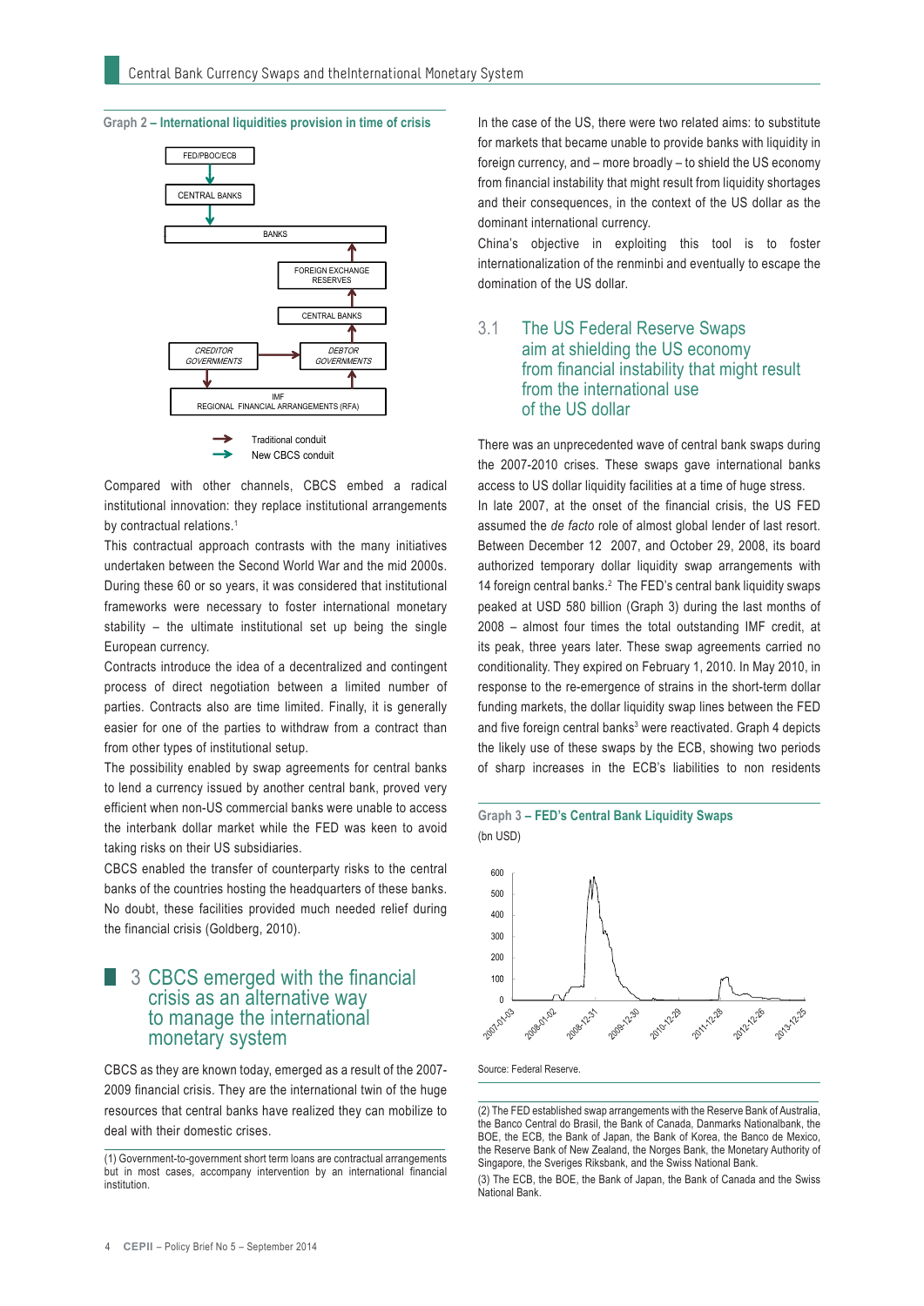**Graph 2 – International liquidities provision in time of crisis**

FED/PBOC/ECB
CENTRAL BANKS
BANKS
FOREIGN EXCHANGE RESERVES
CENTRAL BANKS
*CREDITOR GOVERNMENTS*
*DEBTOR GOVERNMENTS*
IMF
REGIONAL FINANCIAL ARRANGEMENTS (RFA)

Traditional conduit
New CBCS conduit

Compared with other channels, CBCS embed a radical institutional innovation: they replace institutional arrangements by contractual relations.[1]

This contractual approach contrasts with the many initiatives undertaken between the Second World War and the mid 2000s. During these 60 or so years, it was considered that institutional frameworks were necessary to foster international monetary stability – the ultimate institutional set up being the single European currency.

Contracts introduce the idea of a decentralized and contingent process of direct negotiation between a limited number of parties. Contracts also are time limited. Finally, it is generally easier for one of the parties to withdraw from a contract than from other types of institutional setup.

The possibility enabled by swap agreements for central banks to lend a currency issued by another central bank, proved very efficient when non-US commercial banks were unable to access the interbank dollar market while the FED was keen to avoid taking risks on their US subsidiaries.

CBCS enabled the transfer of counterparty risks to the central banks of the countries hosting the headquarters of these banks. No doubt, these facilities provided much needed relief during the financial crisis (Goldberg, 2010).

## 3 CBCS emerged with the financial crisis as an alternative way to manage the international monetary system

CBCS as they are known today, emerged as a result of the 2007-2009 financial crisis. They are the international twin of the huge resources that central banks have realized they can mobilize to deal with their domestic crises.

In the case of the US, there were two related aims: to substitute for markets that became unable to provide banks with liquidity in foreign currency, and – more broadly – to shield the US economy from financial instability that might result from liquidity shortages and their consequences, in the context of the US dollar as the dominant international currency.

China's objective in exploiting this tool is to foster internationalization of the renminbi and eventually to escape the domination of the US dollar.

### 3.1 The US Federal Reserve Swaps aim at shielding the US economy from financial instability that might result from the international use of the US dollar

There was an unprecedented wave of central bank swaps during the 2007-2010 crises. These swaps gave international banks access to US dollar liquidity facilities at a time of huge stress.

In late 2007, at the onset of the financial crisis, the US FED assumed the *de facto* role of almost global lender of last resort. Between December 12 2007, and October 29, 2008, its board authorized temporary dollar liquidity swap arrangements with 14 foreign central banks.[2] The FED's central bank liquidity swaps peaked at USD 580 billion (Graph 3) during the last months of 2008 – almost four times the total outstanding IMF credit, at its peak, three years later. These swap agreements carried no conditionality. They expired on February 1, 2010. In May 2010, in response to the re-emergence of strains in the short-term dollar funding markets, the dollar liquidity swap lines between the FED and five foreign central banks[3] were reactivated. Graph 4 depicts the likely use of these swaps by the ECB, showing two periods of sharp increases in the ECB's liabilities to non residents

**Graph 3 – FED's Central Bank Liquidity Swaps**
(bn USD)

Source: Federal Reserve.

(1) Government-to-government short term loans are contractual arrangements but in most cases, accompany intervention by an international financial institution.

(2) The FED established swap arrangements with the Reserve Bank of Australia, the Banco Central do Brasil, the Bank of Canada, Danmarks Nationalbank, the BOE, the ECB, the Bank of Japan, the Bank of Korea, the Banco de Mexico, the Reserve Bank of New Zealand, the Norges Bank, the Monetary Authority of Singapore, the Sveriges Riksbank, and the Swiss National Bank.

(3) The ECB, the BOE, the Bank of Japan, the Bank of Canada and the Swiss National Bank.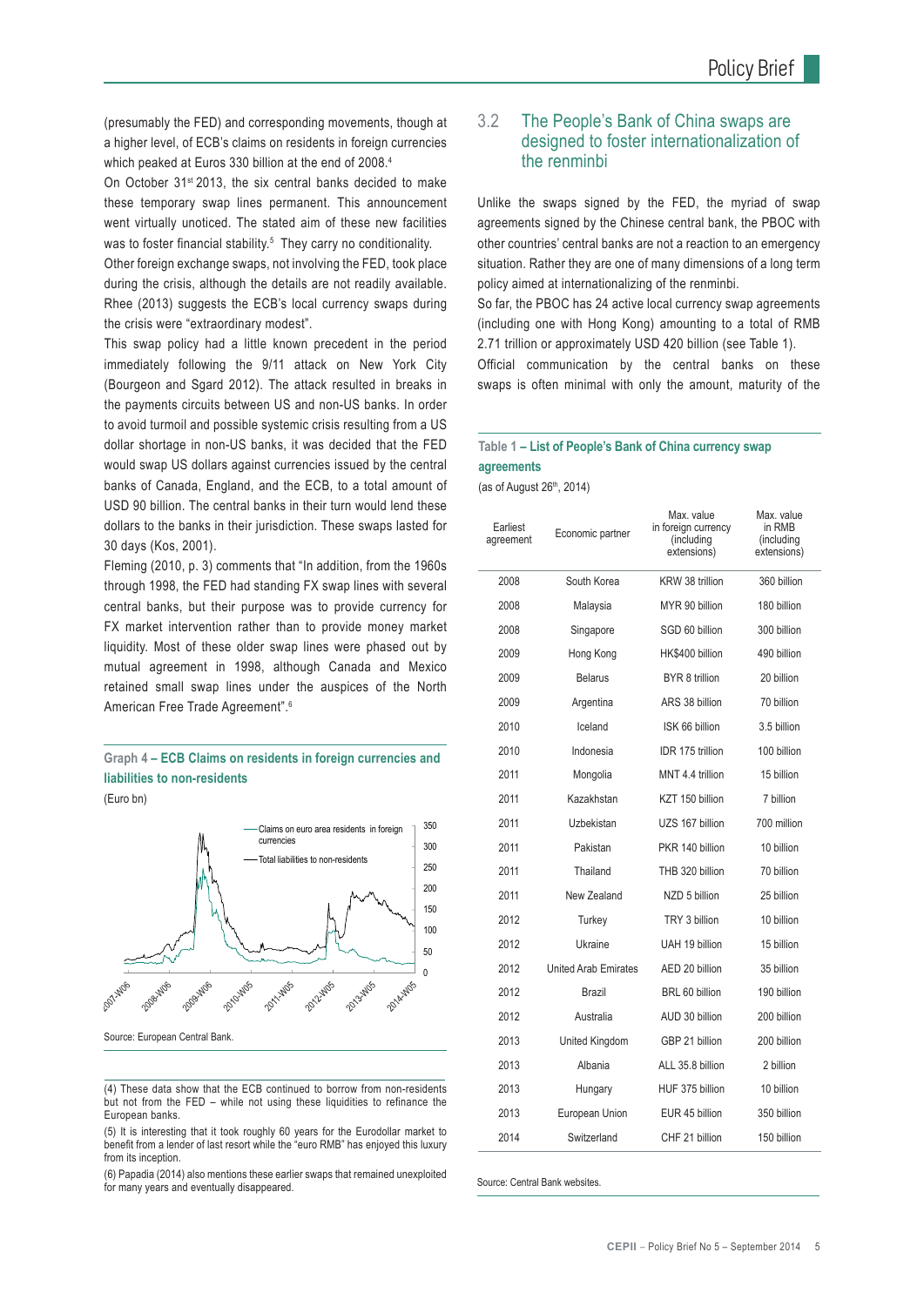(presumably the FED) and corresponding movements, though at a higher level, of ECB's claims on residents in foreign currencies which peaked at Euros 330 billion at the end of 2008.[4]

On October 31st 2013, the six central banks decided to make these temporary swap lines permanent. This announcement went virtually unnoticed. The stated aim of these new facilities was to foster financial stability.[5] They carry no conditionality.

Other foreign exchange swaps, not involving the FED, took place during the crisis, although the details are not readily available. Rhee (2013) suggests the ECB's local currency swaps during the crisis were "extraordinary modest".

This swap policy had a little known precedent in the period immediately following the 9/11 attack on New York City (Bourgeon and Sgard 2012). The attack resulted in breaks in the payments circuits between US and non-US banks. In order to avoid turmoil and possible systemic crisis resulting from a US dollar shortage in non-US banks, it was decided that the FED would swap US dollars against currencies issued by the central banks of Canada, England, and the ECB, to a total amount of USD 90 billion. The central banks in their turn would lend these dollars to the banks in their jurisdiction. These swaps lasted for 30 days (Kos, 2001).

Fleming (2010, p. 3) comments that "In addition, from the 1960s through 1998, the FED had standing FX swap lines with several central banks, but their purpose was to provide currency for FX market intervention rather than to provide money market liquidity. Most of these older swap lines were phased out by mutual agreement in 1998, although Canada and Mexico retained small swap lines under the auspices of the North American Free Trade Agreement".[6]

**Graph 4 – ECB Claims on residents in foreign currencies and liabilities to non-residents**

(Euro bn)

Source: European Central Bank.

(4) These data show that the ECB continued to borrow from non-residents but not from the FED – while not using these liquidities to refinance the European banks.

(5) It is interesting that it took roughly 60 years for the Eurodollar market to benefit from a lender of last resort while the "euro RMB" has enjoyed this luxury from its inception.

(6) Papadia (2014) also mentions these earlier swaps that remained unexploited for many years and eventually disappeared.

## 3.2 The People's Bank of China swaps are designed to foster internationalization of the renminbi

Unlike the swaps signed by the FED, the myriad of swap agreements signed by the Chinese central bank, the PBOC with other countries' central banks are not a reaction to an emergency situation. Rather they are one of many dimensions of a long term policy aimed at internationalizing of the renminbi.

So far, the PBOC has 24 active local currency swap agreements (including one with Hong Kong) amounting to a total of RMB 2.71 trillion or approximately USD 420 billion (see Table 1).

Official communication by the central banks on these swaps is often minimal with only the amount, maturity of the

**Table 1 – List of People's Bank of China currency swap agreements**

(as of August 26th, 2014)

| Earliest agreement | Economic partner | Max. value in foreign currency (including extensions) | Max. value in RMB (including extensions) |
|---|---|---|---|
| 2008 | South Korea | KRW 38 trillion | 360 billion |
| 2008 | Malaysia | MYR 90 billion | 180 billion |
| 2008 | Singapore | SGD 60 billion | 300 billion |
| 2009 | Hong Kong | HK$400 billion | 490 billion |
| 2009 | Belarus | BYR 8 trillion | 20 billion |
| 2009 | Argentina | ARS 38 billion | 70 billion |
| 2010 | Iceland | ISK 66 billion | 3.5 billion |
| 2010 | Indonesia | IDR 175 trillion | 100 billion |
| 2011 | Mongolia | MNT 4.4 trillion | 15 billion |
| 2011 | Kazakhstan | KZT 150 billion | 7 billion |
| 2011 | Uzbekistan | UZS 167 billion | 700 million |
| 2011 | Pakistan | PKR 140 billion | 10 billion |
| 2011 | Thailand | THB 320 billion | 70 billion |
| 2011 | New Zealand | NZD 5 billion | 25 billion |
| 2012 | Turkey | TRY 3 billion | 10 billion |
| 2012 | Ukraine | UAH 19 billion | 15 billion |
| 2012 | United Arab Emirates | AED 20 billion | 35 billion |
| 2012 | Brazil | BRL 60 billion | 190 billion |
| 2012 | Australia | AUD 30 billion | 200 billion |
| 2013 | United Kingdom | GBP 21 billion | 200 billion |
| 2013 | Albania | ALL 35.8 billion | 2 billion |
| 2013 | Hungary | HUF 375 billion | 10 billion |
| 2013 | European Union | EUR 45 billion | 350 billion |
| 2014 | Switzerland | CHF 21 billion | 150 billion |

Source: Central Bank websites.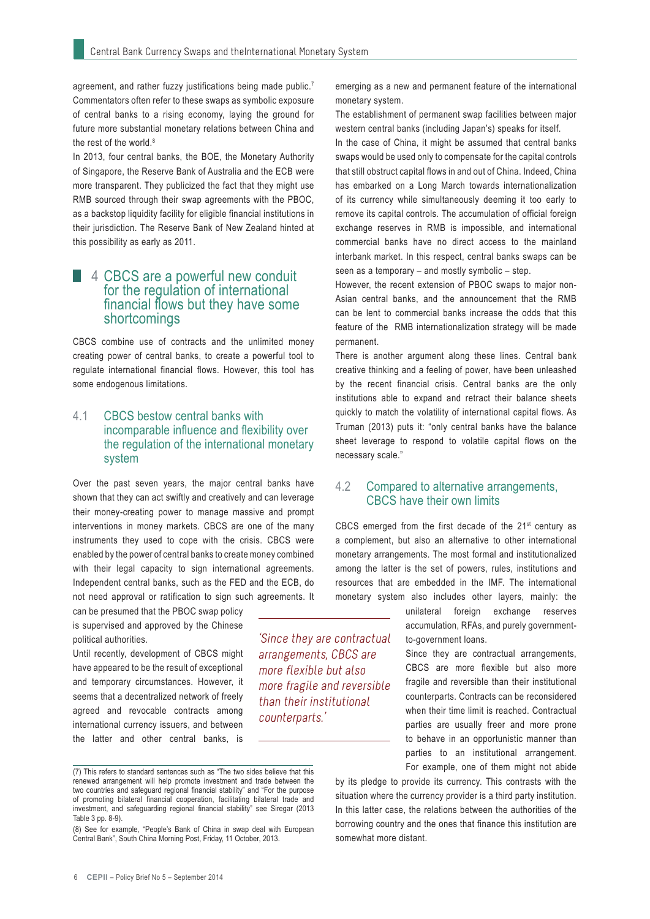agreement, and rather fuzzy justifications being made public.[7] Commentators often refer to these swaps as symbolic exposure of central banks to a rising economy, laying the ground for future more substantial monetary relations between China and the rest of the world.[8]

In 2013, four central banks, the BOE, the Monetary Authority of Singapore, the Reserve Bank of Australia and the ECB were more transparent. They publicized the fact that they might use RMB sourced through their swap agreements with the PBOC, as a backstop liquidity facility for eligible financial institutions in their jurisdiction. The Reserve Bank of New Zealand hinted at this possibility as early as 2011.

## 4 CBCS are a powerful new conduit for the regulation of international financial flows but they have some shortcomings

CBCS combine use of contracts and the unlimited money creating power of central banks, to create a powerful tool to regulate international financial flows. However, this tool has some endogenous limitations.

### 4.1 CBCS bestow central banks with incomparable influence and flexibility over the regulation of the international monetary system

Over the past seven years, the major central banks have shown that they can act swiftly and creatively and can leverage their money-creating power to manage massive and prompt interventions in money markets. CBCS are one of the many instruments they used to cope with the crisis. CBCS were enabled by the power of central banks to create money combined with their legal capacity to sign international agreements. Independent central banks, such as the FED and the ECB, do not need approval or ratification to sign such agreements. It can be presumed that the PBOC swap policy is supervised and approved by the Chinese political authorities.

Until recently, development of CBCS might have appeared to be the result of exceptional and temporary circumstances. However, it seems that a decentralized network of freely agreed and revocable contracts among international currency issuers, and between the latter and other central banks, is emerging as a new and permanent feature of the international monetary system.

The establishment of permanent swap facilities between major western central banks (including Japan's) speaks for itself.

In the case of China, it might be assumed that central banks swaps would be used only to compensate for the capital controls that still obstruct capital flows in and out of China. Indeed, China has embarked on a Long March towards internationalization of its currency while simultaneously deeming it too early to remove its capital controls. The accumulation of official foreign exchange reserves in RMB is impossible, and international commercial banks have no direct access to the mainland interbank market. In this respect, central banks swaps can be seen as a temporary – and mostly symbolic – step.

However, the recent extension of PBOC swaps to major non-Asian central banks, and the announcement that the RMB can be lent to commercial banks increase the odds that this feature of the RMB internationalization strategy will be made permanent.

There is another argument along these lines. Central bank creative thinking and a feeling of power, have been unleashed by the recent financial crisis. Central banks are the only institutions able to expand and retract their balance sheets quickly to match the volatility of international capital flows. As Truman (2013) puts it: "only central banks have the balance sheet leverage to respond to volatile capital flows on the necessary scale."

### 4.2 Compared to alternative arrangements, CBCS have their own limits

CBCS emerged from the first decade of the 21st century as a complement, but also an alternative to other international monetary arrangements. The most formal and institutionalized among the latter is the set of powers, rules, institutions and resources that are embedded in the IMF. The international monetary system also includes other layers, mainly: the unilateral foreign exchange reserves accumulation, RFAs, and purely government-to-government loans.

*'Since they are contractual arrangements, CBCS are more flexible but also more fragile and reversible than their institutional counterparts.'*

Since they are contractual arrangements, CBCS are more flexible but also more fragile and reversible than their institutional counterparts. Contracts can be reconsidered when their time limit is reached. Contractual parties are usually freer and more prone to behave in an opportunistic manner than parties to an institutional arrangement. For example, one of them might not abide by its pledge to provide its currency. This contrasts with the situation where the currency provider is a third party institution. In this latter case, the relations between the authorities of the borrowing country and the ones that finance this institution are somewhat more distant.

(7) This refers to standard sentences such as "The two sides believe that this renewed arrangement will help promote investment and trade between the two countries and safeguard regional financial stability" and "For the purpose of promoting bilateral financial cooperation, facilitating bilateral trade and investment, and safeguarding regional financial stability" see Siregar (2013 Table 3 pp. 8-9).

(8) See for example, "People's Bank of China in swap deal with European Central Bank", South China Morning Post, Friday, 11 October, 2013.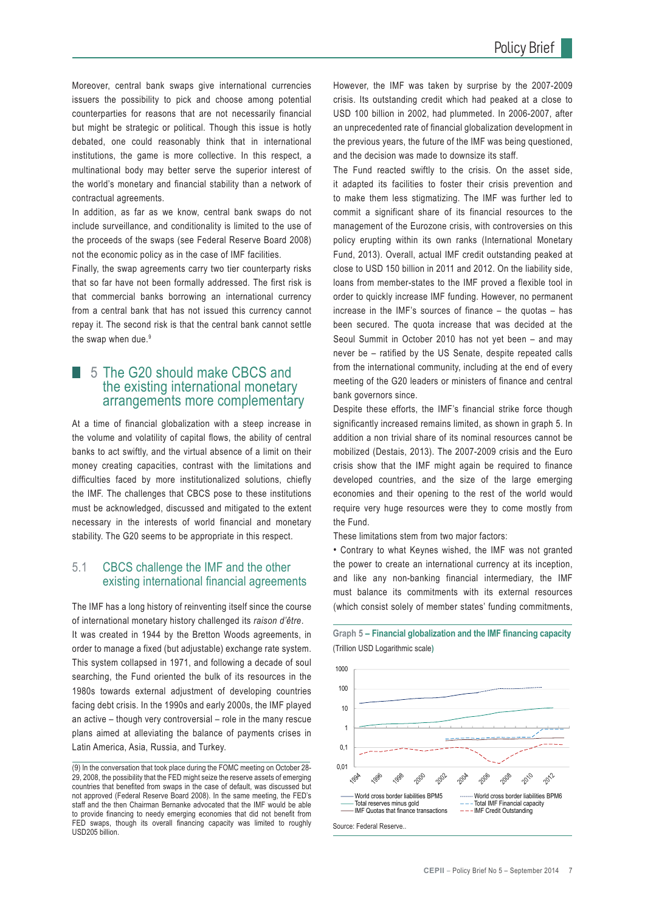Moreover, central bank swaps give international currencies issuers the possibility to pick and choose among potential counterparties for reasons that are not necessarily financial but might be strategic or political. Though this issue is hotly debated, one could reasonably think that in international institutions, the game is more collective. In this respect, a multinational body may better serve the superior interest of the world's monetary and financial stability than a network of contractual agreements.

In addition, as far as we know, central bank swaps do not include surveillance, and conditionality is limited to the use of the proceeds of the swaps (see Federal Reserve Board 2008) not the economic policy as in the case of IMF facilities.

Finally, the swap agreements carry two tier counterparty risks that so far have not been formally addressed. The first risk is that commercial banks borrowing an international currency from a central bank that has not issued this currency cannot repay it. The second risk is that the central bank cannot settle the swap when due.[9]

## 5 The G20 should make CBCS and the existing international monetary arrangements more complementary

At a time of financial globalization with a steep increase in the volume and volatility of capital flows, the ability of central banks to act swiftly, and the virtual absence of a limit on their money creating capacities, contrast with the limitations and difficulties faced by more institutionalized solutions, chiefly the IMF. The challenges that CBCS pose to these institutions must be acknowledged, discussed and mitigated to the extent necessary in the interests of world financial and monetary stability. The G20 seems to be appropriate in this respect.

### 5.1 CBCS challenge the IMF and the other existing international financial agreements

The IMF has a long history of reinventing itself since the course of international monetary history challenged its *raison d'être*.

It was created in 1944 by the Bretton Woods agreements, in order to manage a fixed (but adjustable) exchange rate system. This system collapsed in 1971, and following a decade of soul searching, the Fund oriented the bulk of its resources in the 1980s towards external adjustment of developing countries facing debt crisis. In the 1990s and early 2000s, the IMF played an active – though very controversial – role in the many rescue plans aimed at alleviating the balance of payments crises in Latin America, Asia, Russia, and Turkey.

However, the IMF was taken by surprise by the 2007-2009 crisis. Its outstanding credit which had peaked at a close to USD 100 billion in 2002, had plummeted. In 2006-2007, after an unprecedented rate of financial globalization development in the previous years, the future of the IMF was being questioned, and the decision was made to downsize its staff.

The Fund reacted swiftly to the crisis. On the asset side, it adapted its facilities to foster their crisis prevention and to make them less stigmatizing. The IMF was further led to commit a significant share of its financial resources to the management of the Eurozone crisis, with controversies on this policy erupting within its own ranks (International Monetary Fund, 2013). Overall, actual IMF credit outstanding peaked at close to USD 150 billion in 2011 and 2012. On the liability side, loans from member-states to the IMF proved a flexible tool in order to quickly increase IMF funding. However, no permanent increase in the IMF's sources of finance – the quotas – has been secured. The quota increase that was decided at the Seoul Summit in October 2010 has not yet been – and may never be – ratified by the US Senate, despite repeated calls from the international community, including at the end of every meeting of the G20 leaders or ministers of finance and central bank governors since.

Despite these efforts, the IMF's financial strike force though significantly increased remains limited, as shown in graph 5. In addition a non trivial share of its nominal resources cannot be mobilized (Destais, 2013). The 2007-2009 crisis and the Euro crisis show that the IMF might again be required to finance developed countries, and the size of the large emerging economies and their opening to the rest of the world would require very huge resources were they to come mostly from the Fund.

These limitations stem from two major factors:

• Contrary to what Keynes wished, the IMF was not granted the power to create an international currency at its inception, and like any non-banking financial intermediary, the IMF must balance its commitments with its external resources (which consist solely of member states' funding commitments,

**Graph 5 – Financial globalization and the IMF financing capacity**
(Trillion USD Logarithmic scale)

Legend: World cross border liabilities BPM5; World cross border liabilities BPM6; Total reserves minus gold; Total IMF Financial capacity; IMF Quotas that finance transactions; IMF Credit Outstanding

Source: Federal Reserve..

---

(9) In the conversation that took place during the FOMC meeting on October 28-29, 2008, the possibility that the FED might seize the reserve assets of emerging countries that benefited from swaps in the case of default, was discussed but not approved (Federal Reserve Board 2008). In the same meeting, the FED's staff and the then Chairman Bernanke advocated that the IMF would be able to provide financing to needy emerging economies that did not benefit from FED swaps, though its overall financing capacity was limited to roughly USD205 billion.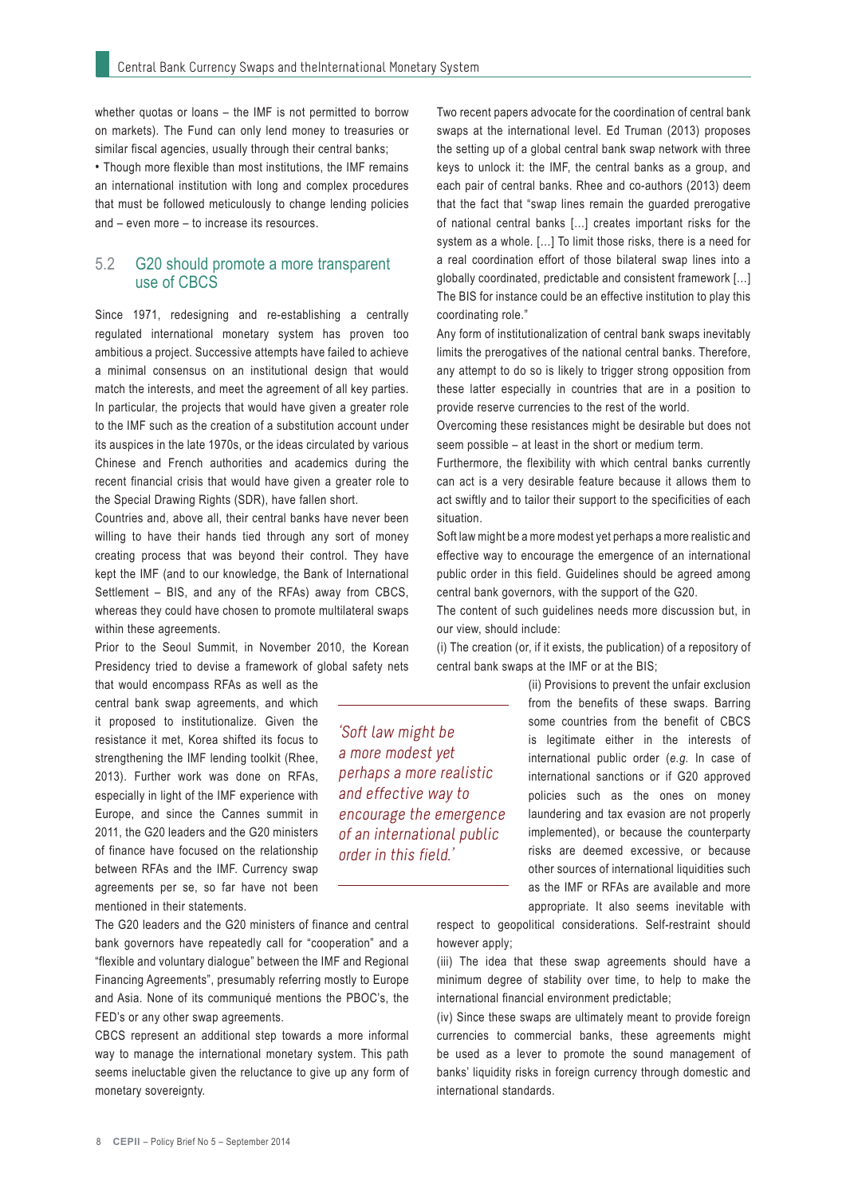whether quotas or loans – the IMF is not permitted to borrow on markets). The Fund can only lend money to treasuries or similar fiscal agencies, usually through their central banks;

• Though more flexible than most institutions, the IMF remains an international institution with long and complex procedures that must be followed meticulously to change lending policies and – even more – to increase its resources.

## 5.2 G20 should promote a more transparent use of CBCS

Since 1971, redesigning and re-establishing a centrally regulated international monetary system has proven too ambitious a project. Successive attempts have failed to achieve a minimal consensus on an institutional design that would match the interests, and meet the agreement of all key parties. In particular, the projects that would have given a greater role to the IMF such as the creation of a substitution account under its auspices in the late 1970s, or the ideas circulated by various Chinese and French authorities and academics during the recent financial crisis that would have given a greater role to the Special Drawing Rights (SDR), have fallen short.

Countries and, above all, their central banks have never been willing to have their hands tied through any sort of money creating process that was beyond their control. They have kept the IMF (and to our knowledge, the Bank of International Settlement – BIS, and any of the RFAs) away from CBCS, whereas they could have chosen to promote multilateral swaps within these agreements.

Prior to the Seoul Summit, in November 2010, the Korean Presidency tried to devise a framework of global safety nets that would encompass RFAs as well as the central bank swap agreements, and which it proposed to institutionalize. Given the resistance it met, Korea shifted its focus to strengthening the IMF lending toolkit (Rhee, 2013). Further work was done on RFAs, especially in light of the IMF experience with Europe, and since the Cannes summit in 2011, the G20 leaders and the G20 ministers of finance have focused on the relationship between RFAs and the IMF. Currency swap agreements per se, so far have not been mentioned in their statements.

> *'Soft law might be a more modest yet perhaps a more realistic and effective way to encourage the emergence of an international public order in this field.'*

The G20 leaders and the G20 ministers of finance and central bank governors have repeatedly call for "cooperation" and a "flexible and voluntary dialogue" between the IMF and Regional Financing Agreements", presumably referring mostly to Europe and Asia. None of its communiqué mentions the PBOC's, the FED's or any other swap agreements.

CBCS represent an additional step towards a more informal way to manage the international monetary system. This path seems ineluctable given the reluctance to give up any form of monetary sovereignty.

Two recent papers advocate for the coordination of central bank swaps at the international level. Ed Truman (2013) proposes the setting up of a global central bank swap network with three keys to unlock it: the IMF, the central banks as a group, and each pair of central banks. Rhee and co-authors (2013) deem that the fact that "swap lines remain the guarded prerogative of national central banks [...] creates important risks for the system as a whole. [...] To limit those risks, there is a need for a real coordination effort of those bilateral swap lines into a globally coordinated, predictable and consistent framework [...] The BIS for instance could be an effective institution to play this coordinating role."

Any form of institutionalization of central bank swaps inevitably limits the prerogatives of the national central banks. Therefore, any attempt to do so is likely to trigger strong opposition from these latter especially in countries that are in a position to provide reserve currencies to the rest of the world.

Overcoming these resistances might be desirable but does not seem possible – at least in the short or medium term.

Furthermore, the flexibility with which central banks currently can act is a very desirable feature because it allows them to act swiftly and to tailor their support to the specificities of each situation.

Soft law might be a more modest yet perhaps a more realistic and effective way to encourage the emergence of an international public order in this field. Guidelines should be agreed among central bank governors, with the support of the G20.

The content of such guidelines needs more discussion but, in our view, should include:

(i) The creation (or, if it exists, the publication) of a repository of central bank swaps at the IMF or at the BIS;

(ii) Provisions to prevent the unfair exclusion from the benefits of these swaps. Barring some countries from the benefit of CBCS is legitimate either in the interests of international public order (*e.g.* In case of international sanctions or if G20 approved policies such as the ones on money laundering and tax evasion are not properly implemented), or because the counterparty risks are deemed excessive, or because other sources of international liquidities such as the IMF or RFAs are available and more appropriate. It also seems inevitable with respect to geopolitical considerations. Self-restraint should however apply;

(iii) The idea that these swap agreements should have a minimum degree of stability over time, to help to make the international financial environment predictable;

(iv) Since these swaps are ultimately meant to provide foreign currencies to commercial banks, these agreements might be used as a lever to promote the sound management of banks' liquidity risks in foreign currency through domestic and international standards.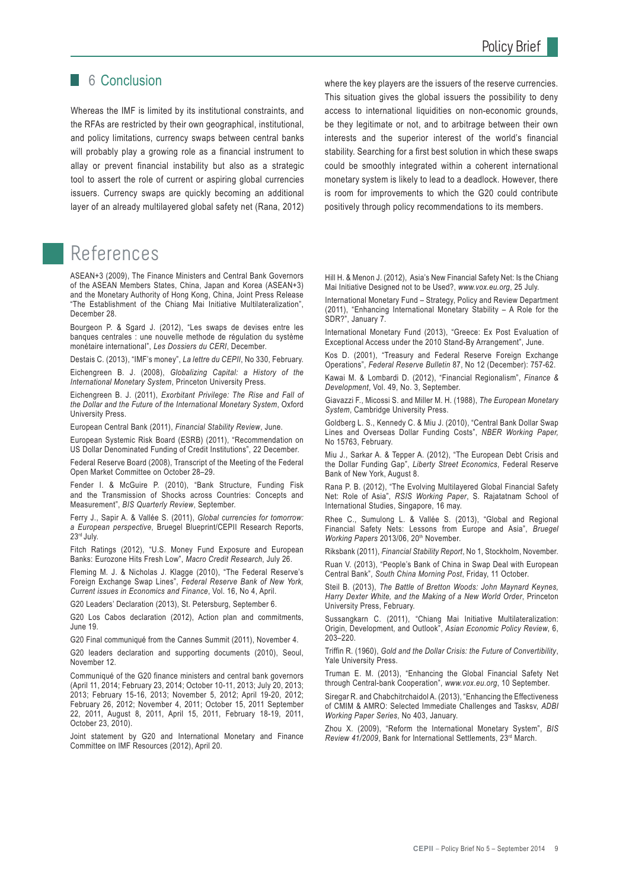## 6 Conclusion

Whereas the IMF is limited by its institutional constraints, and the RFAs are restricted by their own geographical, institutional, and policy limitations, currency swaps between central banks will probably play a growing role as a financial instrument to allay or prevent financial instability but also as a strategic tool to assert the role of current or aspiring global currencies issuers. Currency swaps are quickly becoming an additional layer of an already multilayered global safety net (Rana, 2012) where the key players are the issuers of the reserve currencies. This situation gives the global issuers the possibility to deny access to international liquidities on non-economic grounds, be they legitimate or not, and to arbitrage between their own interests and the superior interest of the world's financial stability. Searching for a first best solution in which these swaps could be smoothly integrated within a coherent international monetary system is likely to lead to a deadlock. However, there is room for improvements to which the G20 could contribute positively through policy recommendations to its members.

# References

ASEAN+3 (2009), The Finance Ministers and Central Bank Governors of the ASEAN Members States, China, Japan and Korea (ASEAN+3) and the Monetary Authority of Hong Kong, China, Joint Press Release "The Establishment of the Chiang Mai Initiative Multilateralization", December 28.

Bourgeon P. & Sgard J. (2012), "Les swaps de devises entre les banques centrales : une nouvelle methode de régulation du système monétaire international", *Les Dossiers du CERI*, December.

Destais C. (2013), "IMF's money", *La lettre du CEPII*, No 330, February.

Eichengreen B. J. (2008), *Globalizing Capital: a History of the International Monetary System*, Princeton University Press.

Eichengreen B. J. (2011), *Exorbitant Privilege: The Rise and Fall of the Dollar and the Future of the International Monetary System*, Oxford University Press.

European Central Bank (2011), *Financial Stability Review*, June.

European Systemic Risk Board (ESRB) (2011), "Recommendation on US Dollar Denominated Funding of Credit Institutions", 22 December.

Federal Reserve Board (2008), Transcript of the Meeting of the Federal Open Market Committee on October 28–29.

Fender I. & McGuire P. (2010), "Bank Structure, Funding Fisk and the Transmission of Shocks across Countries: Concepts and Measurement", *BIS Quarterly Review*, September.

Ferry J., Sapir A. & Vallée S. (2011), *Global currencies for tomorrow: a European perspective*, Bruegel Blueprint/CEPII Research Reports, 23rd July.

Fitch Ratings (2012), "U.S. Money Fund Exposure and European Banks: Eurozone Hits Fresh Low", *Macro Credit Research*, July 26.

Fleming M. J. & Nicholas J. Klagge (2010), "The Federal Reserve's Foreign Exchange Swap Lines", *Federal Reserve Bank of New York, Current issues in Economics and Finance*, Vol. 16, No 4, April.

G20 Leaders' Declaration (2013), St. Petersburg, September 6.

G20 Los Cabos declaration (2012), Action plan and commitments, June 19.

G20 Final communiqué from the Cannes Summit (2011), November 4.

G20 leaders declaration and supporting documents (2010), Seoul, November 12.

Communiqué of the G20 finance ministers and central bank governors (April 11, 2014; February 23, 2014; October 10-11, 2013; July 20, 2013; 2013; February 15-16, 2013; November 5, 2012; April 19-20, 2012; February 26, 2012; November 4, 2011; October 15, 2011 September 22, 2011, August 8, 2011, April 15, 2011, February 18-19, 2011, October 23, 2010).

Joint statement by G20 and International Monetary and Finance Committee on IMF Resources (2012), April 20.

Hill H. & Menon J. (2012), Asia's New Financial Safety Net: Is the Chiang Mai Initiative Designed not to be Used?, *www.vox.eu.org*, 25 July.

International Monetary Fund – Strategy, Policy and Review Department (2011), "Enhancing International Monetary Stability – A Role for the SDR?", January 7.

International Monetary Fund (2013), "Greece: Ex Post Evaluation of Exceptional Access under the 2010 Stand-By Arrangement", June.

Kos D. (2001), "Treasury and Federal Reserve Foreign Exchange Operations", *Federal Reserve Bulletin* 87, No 12 (December): 757-62.

Kawai M. & Lombardi D. (2012), "Financial Regionalism", *Finance & Development*, Vol. 49, No. 3, September.

Giavazzi F., Micossi S. and Miller M. H. (1988), *The European Monetary System*, Cambridge University Press.

Goldberg L. S., Kennedy C. & Miu J. (2010), "Central Bank Dollar Swap Lines and Overseas Dollar Funding Costs", *NBER Working Paper*, No 15763, February.

Miu J., Sarkar A. & Tepper A. (2012), "The European Debt Crisis and the Dollar Funding Gap", *Liberty Street Economics*, Federal Reserve Bank of New York, August 8.

Rana P. B. (2012), "The Evolving Multilayered Global Financial Safety Net: Role of Asia", *RSIS Working Paper*, S. Rajatatnam School of International Studies, Singapore, 16 may.

Rhee C., Sumulong L. & Vallée S. (2013), "Global and Regional Financial Safety Nets: Lessons from Europe and Asia", *Bruegel Working Papers* 2013/06, 20th November.

Riksbank (2011), *Financial Stability Report*, No 1, Stockholm, November.

Ruan V. (2013), "People's Bank of China in Swap Deal with European Central Bank", *South China Morning Post*, Friday, 11 October.

Steil B. (2013), *The Battle of Bretton Woods: John Maynard Keynes, Harry Dexter White, and the Making of a New World Order*, Princeton University Press, February.

Sussangkarn C. (2011), "Chiang Mai Initiative Multilateralization: Origin, Development, and Outlook", *Asian Economic Policy Review*, 6, 203–220.

Triffin R. (1960), *Gold and the Dollar Crisis: the Future of Convertibility*, Yale University Press.

Truman E. M. (2013), "Enhancing the Global Financial Safety Net through Central-bank Cooperation", *www.vox.eu.org*, 10 September.

Siregar R. and Chabchitrchaidol A. (2013), "Enhancing the Effectiveness of CMIM & AMRO: Selected Immediate Challenges and Tasksv, *ADBI Working Paper Series*, No 403, January.

Zhou X. (2009), "Reform the International Monetary System", *BIS Review 41/2009*, Bank for International Settlements, 23rd March.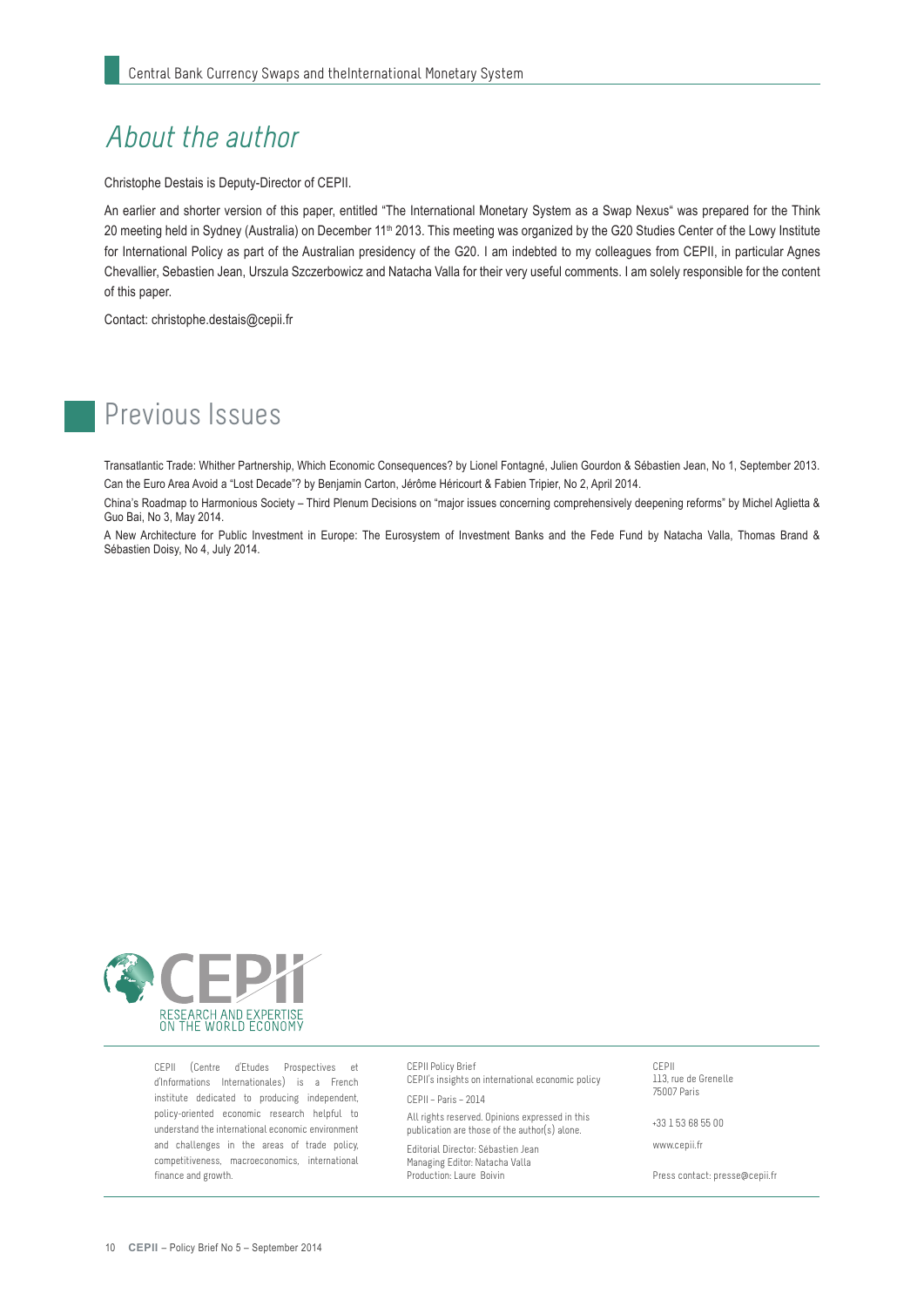## About the author

Christophe Destais is Deputy-Director of CEPII.

An earlier and shorter version of this paper, entitled "The International Monetary System as a Swap Nexus" was prepared for the Think 20 meeting held in Sydney (Australia) on December 11th 2013. This meeting was organized by the G20 Studies Center of the Lowy Institute for International Policy as part of the Australian presidency of the G20. I am indebted to my colleagues from CEPII, in particular Agnes Chevallier, Sebastien Jean, Urszula Szczerbowicz and Natacha Valla for their very useful comments. I am solely responsible for the content of this paper.

Contact: christophe.destais@cepii.fr

## Previous Issues

Transatlantic Trade: Whither Partnership, Which Economic Consequences? by Lionel Fontagné, Julien Gourdon & Sébastien Jean, No 1, September 2013.

Can the Euro Area Avoid a "Lost Decade"? by Benjamin Carton, Jérôme Héricourt & Fabien Tripier, No 2, April 2014.

China's Roadmap to Harmonious Society – Third Plenum Decisions on "major issues concerning comprehensively deepening reforms" by Michel Aglietta & Guo Bai, No 3, May 2014.

A New Architecture for Public Investment in Europe: The Eurosystem of Investment Banks and the Fede Fund by Natacha Valla, Thomas Brand & Sébastien Doisy, No 4, July 2014.

CEPII
RESEARCH AND EXPERTISE ON THE WORLD ECONOMY

CEPII (Centre d'Etudes Prospectives et d'Informations Internationales) is a French institute dedicated to producing independent, policy-oriented economic research helpful to understand the international economic environment and challenges in the areas of trade policy, competitiveness, macroeconomics, international finance and growth.

CEPII Policy Brief
CEPII's insights on international economic policy

CEPII – Paris – 2014

All rights reserved. Opinions expressed in this publication are those of the author(s) alone.

Editorial Director: Sébastien Jean
Managing Editor: Natacha Valla
Production: Laure Boivin

CEPII
113, rue de Grenelle
75007 Paris

+33 1 53 68 55 00

www.cepii.fr

Press contact: presse@cepii.fr